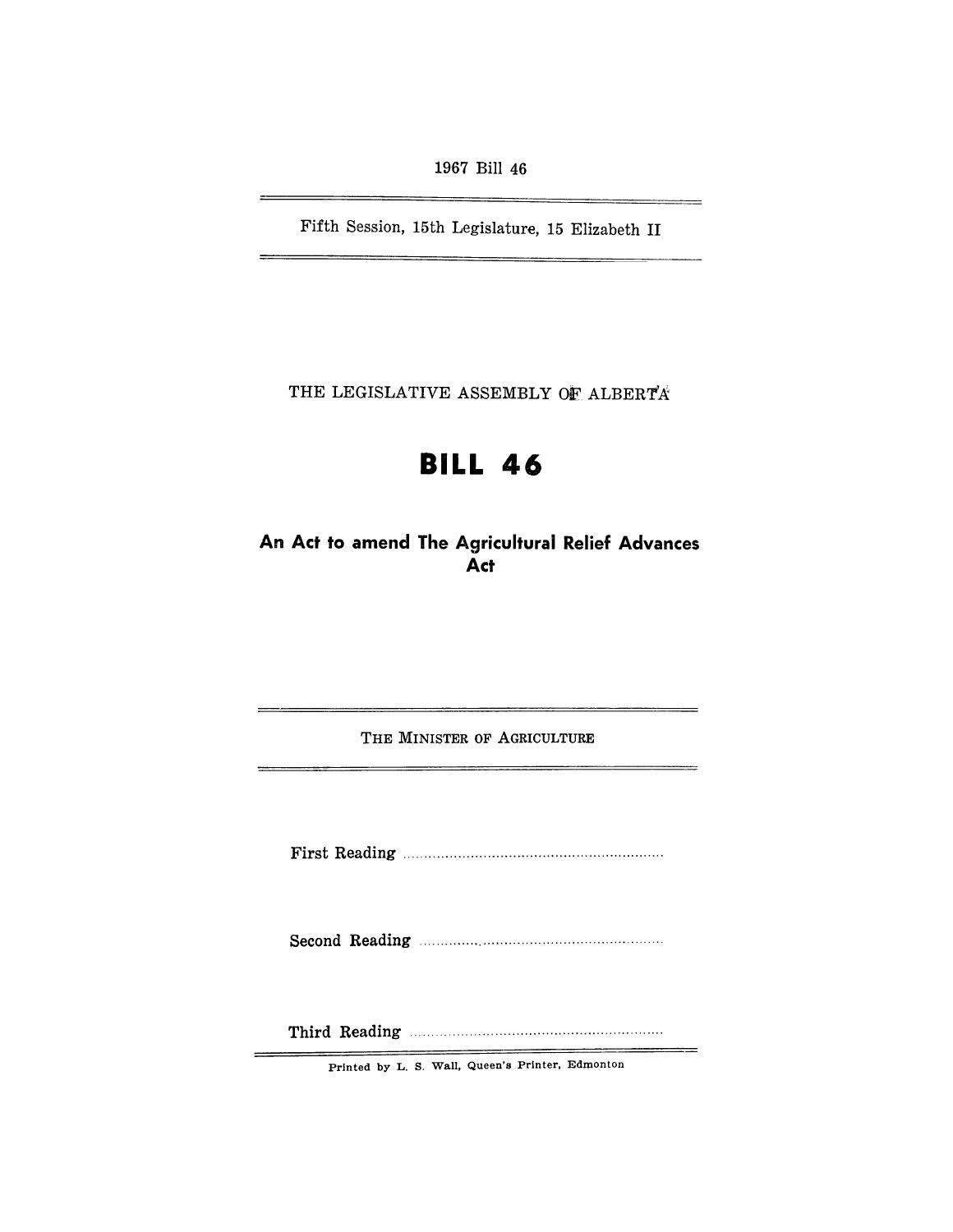1967 Bill 46

Fifth Session, 15th Legislature, 15 Elizabeth II

THE LEGISLATIVE ASSEMBLY OF ALBERTA

# BILL 46

## An Act to amend The Agricultural Relief Advances Act

THE MINISTER OF AGRICULTURE

First Reading ..............................................................

Second Reading ..............................................................

Third Reading ..............................................................

Printed by L. S. Wall, Queen's Printer, Edmonton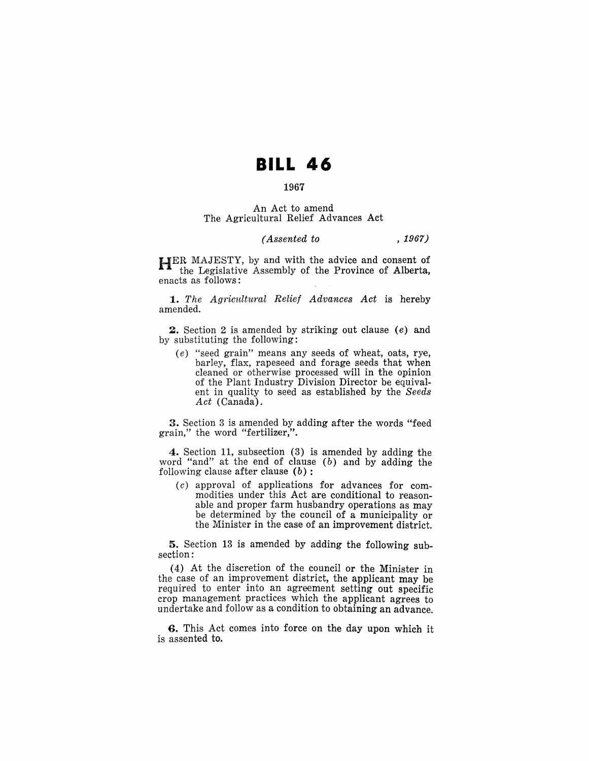# BILL 46

1967

An Act to amend
The Agricultural Relief Advances Act

*(Assented to , 1967)*

HER MAJESTY, by and with the advice and consent of the Legislative Assembly of the Province of Alberta, enacts as follows:

**1.** *The Agricultural Relief Advances Act* is hereby amended.

**2.** Section 2 is amended by striking out clause (*e*) and by substituting the following:

(*e*) "seed grain" means any seeds of wheat, oats, rye, barley, flax, rapeseed and forage seeds that when cleaned or otherwise processed will in the opinion of the Plant Industry Division Director be equivalent in quality to seed as established by the *Seeds Act* (Canada).

**3.** Section 3 is amended by adding after the words "feed grain," the word "fertilizer,".

**4.** Section 11, subsection (3) is amended by adding the word "and" at the end of clause (*b*) and by adding the following clause after clause (*b*):

(*c*) approval of applications for advances for commodities under this Act are conditional to reasonable and proper farm husbandry operations as may be determined by the council of a municipality or the Minister in the case of an improvement district.

**5.** Section 13 is amended by adding the following subsection:

(4) At the discretion of the council or the Minister in the case of an improvement district, the applicant may be required to enter into an agreement setting out specific crop management practices which the applicant agrees to undertake and follow as a condition to obtaining an advance.

**6.** This Act comes into force on the day upon which it is assented to.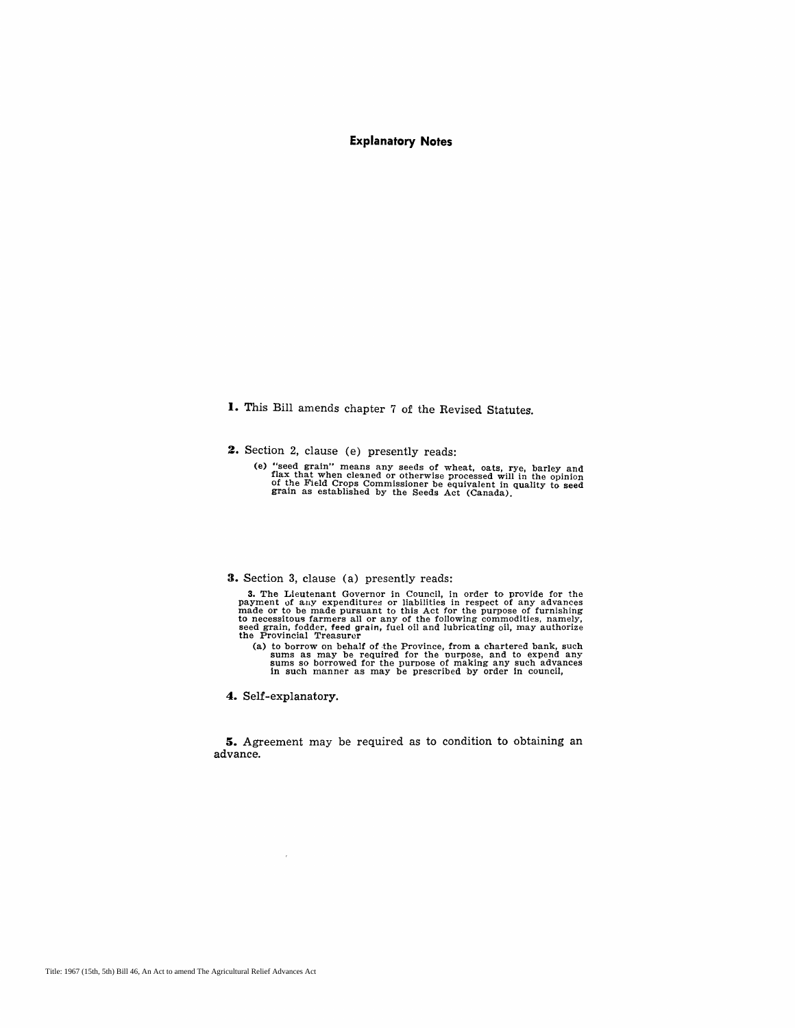## Explanatory Notes

**1.** This Bill amends chapter 7 of the Revised Statutes.

**2.** Section 2, clause (e) presently reads:

> (e) "seed grain" means any seeds of wheat, oats, rye, barley and flax that when cleaned or otherwise processed will in the opinion of the Field Crops Commissioner be equivalent in quality to seed grain as established by the Seeds Act (Canada).

**3.** Section 3, clause (a) presently reads:

> **3.** The Lieutenant Governor in Council, in order to provide for the payment of any expenditures or liabilities in respect of any advances made or to be made pursuant to this Act for the purpose of furnishing to necessitous farmers all or any of the following commodities, namely, seed grain, fodder, feed grain, fuel oil and lubricating oil, may authorize the Provincial Treasurer
>
> (a) to borrow on behalf of the Province, from a chartered bank, such sums as may be required for the purpose, and to expend any sums so borrowed for the purpose of making any such advances in such manner as may be prescribed by order in council,

**4.** Self-explanatory.

**5.** Agreement may be required as to condition to obtaining an advance.